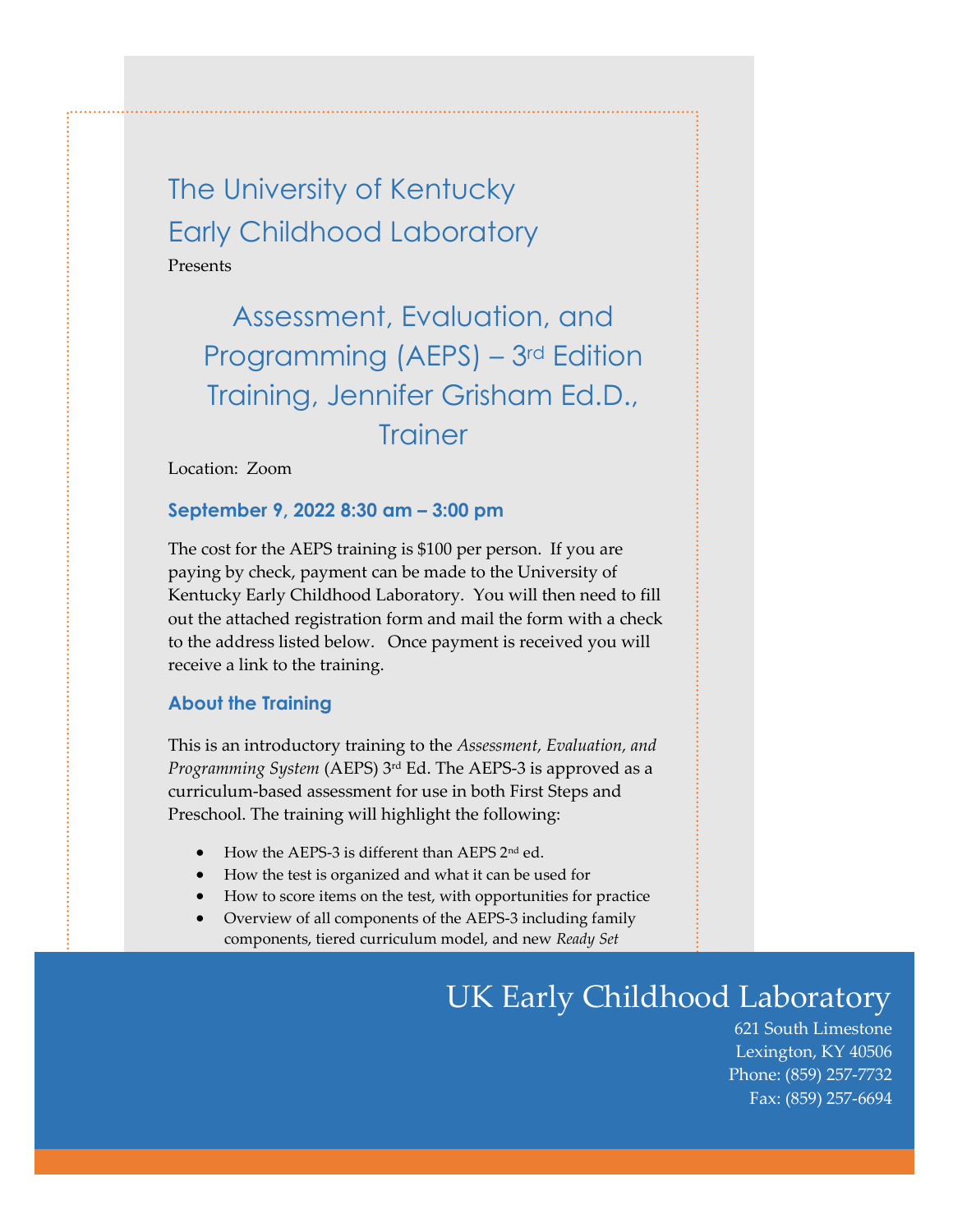# The University of Kentucky Early Childhood Laboratory

Presents

## Assessment, Evaluation, and Programming (AEPS) – 3rd Edition Training, Jennifer Grisham Ed.D., Trainer

Location: Zoom

### September 9, 2022 8:30 am – 3:00 pm

The cost for the AEPS training is $100 per person. If you are paying by check, payment can be made to the University of Kentucky Early Childhood Laboratory. You will then need to fill out the attached registration form and mail the form with a check to the address listed below. Once payment is received you will receive a link to the training.

### About the Training

This is an introductory training to the *Assessment, Evaluation, and Programming System* (AEPS) 3rd Ed. The AEPS-3 is approved as a curriculum-based assessment for use in both First Steps and Preschool. The training will highlight the following:

- How the AEPS-3 is different than AEPS 2nd ed.
- How the test is organized and what it can be used for
- How to score items on the test, with opportunities for practice
- Overview of all components of the AEPS-3 including family components, tiered curriculum model, and new *Ready Set*

## UK Early Childhood Laboratory

621 South Limestone
Lexington, KY 40506
Phone: (859) 257-7732
Fax: (859) 257-6694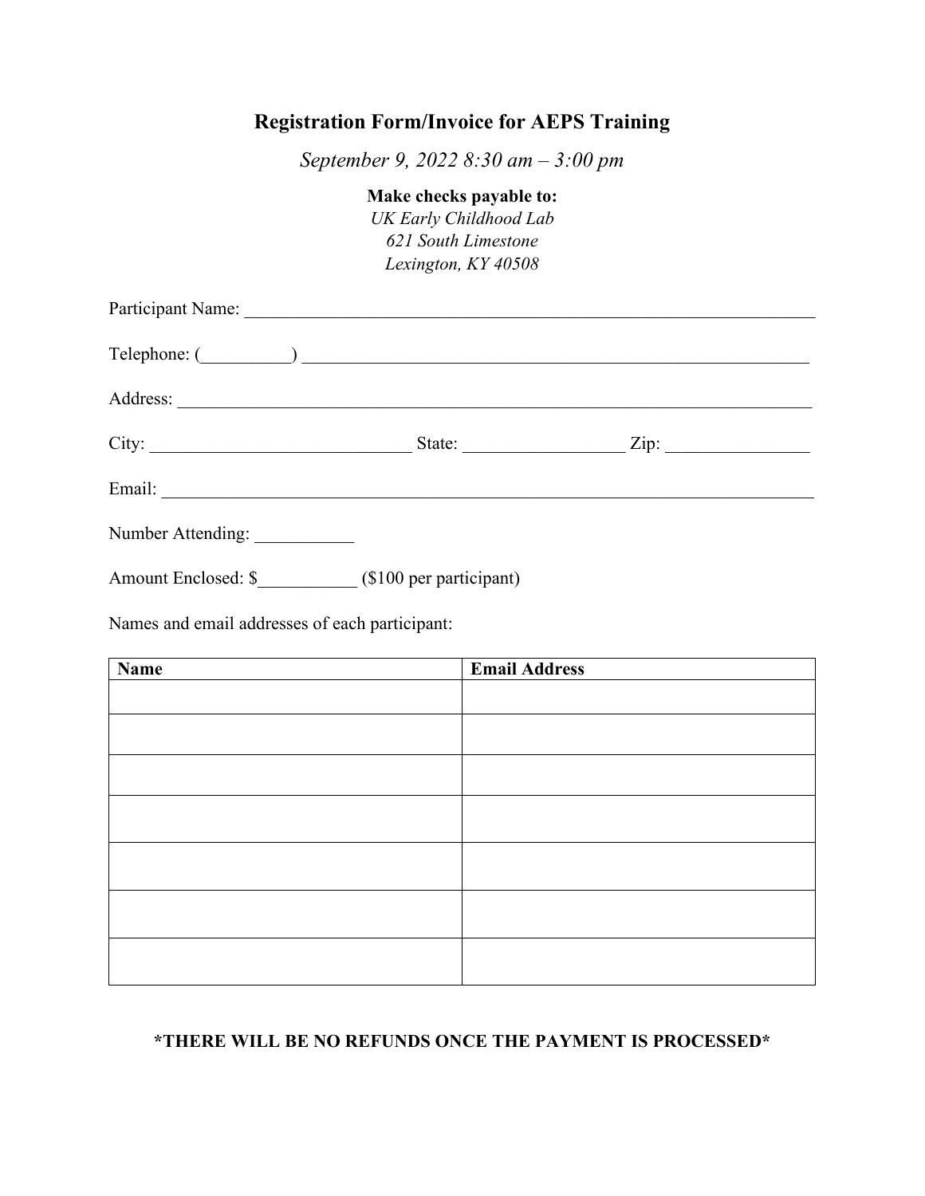## Registration Form/Invoice for AEPS Training

*September 9, 2022 8:30 am – 3:00 pm*

**Make checks payable to:**
*UK Early Childhood Lab*
*621 South Limestone*
*Lexington, KY 40508*

Participant Name: ___________________________________________________________________

Telephone: (__________) _________________________________________________________

Address: _________________________________________________________________________

City: ____________________________ State: _________________ Zip: ________________

Email: ___________________________________________________________________________

Number Attending: ___________

Amount Enclosed: $___________ ($100 per participant)

Names and email addresses of each participant:

| Name | Email Address |
|---|---|
| | |
| | |
| | |
| | |
| | |
| | |
| | |

**\*THERE WILL BE NO REFUNDS ONCE THE PAYMENT IS PROCESSED\***